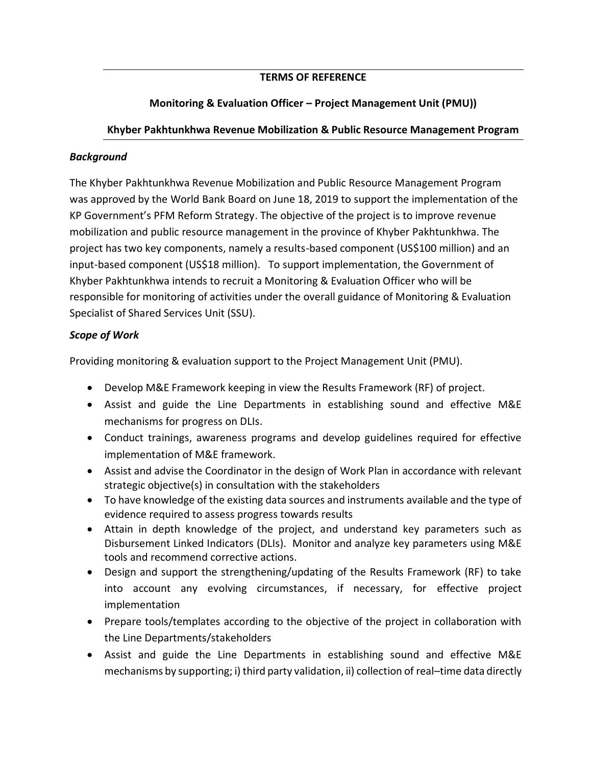**TERMS OF REFERENCE**

**Monitoring & Evaluation Officer – Project Management Unit (PMU))**

**Khyber Pakhtunkhwa Revenue Mobilization & Public Resource Management Program**

***Background***

The Khyber Pakhtunkhwa Revenue Mobilization and Public Resource Management Program was approved by the World Bank Board on June 18, 2019 to support the implementation of the KP Government's PFM Reform Strategy. The objective of the project is to improve revenue mobilization and public resource management in the province of Khyber Pakhtunkhwa. The project has two key components, namely a results-based component (US$100 million) and an input-based component (US$18 million). To support implementation, the Government of Khyber Pakhtunkhwa intends to recruit a Monitoring & Evaluation Officer who will be responsible for monitoring of activities under the overall guidance of Monitoring & Evaluation Specialist of Shared Services Unit (SSU).

***Scope of Work***

Providing monitoring & evaluation support to the Project Management Unit (PMU).

- Develop M&E Framework keeping in view the Results Framework (RF) of project.
- Assist and guide the Line Departments in establishing sound and effective M&E mechanisms for progress on DLIs.
- Conduct trainings, awareness programs and develop guidelines required for effective implementation of M&E framework.
- Assist and advise the Coordinator in the design of Work Plan in accordance with relevant strategic objective(s) in consultation with the stakeholders
- To have knowledge of the existing data sources and instruments available and the type of evidence required to assess progress towards results
- Attain in depth knowledge of the project, and understand key parameters such as Disbursement Linked Indicators (DLIs). Monitor and analyze key parameters using M&E tools and recommend corrective actions.
- Design and support the strengthening/updating of the Results Framework (RF) to take into account any evolving circumstances, if necessary, for effective project implementation
- Prepare tools/templates according to the objective of the project in collaboration with the Line Departments/stakeholders
- Assist and guide the Line Departments in establishing sound and effective M&E mechanisms by supporting; i) third party validation, ii) collection of real–time data directly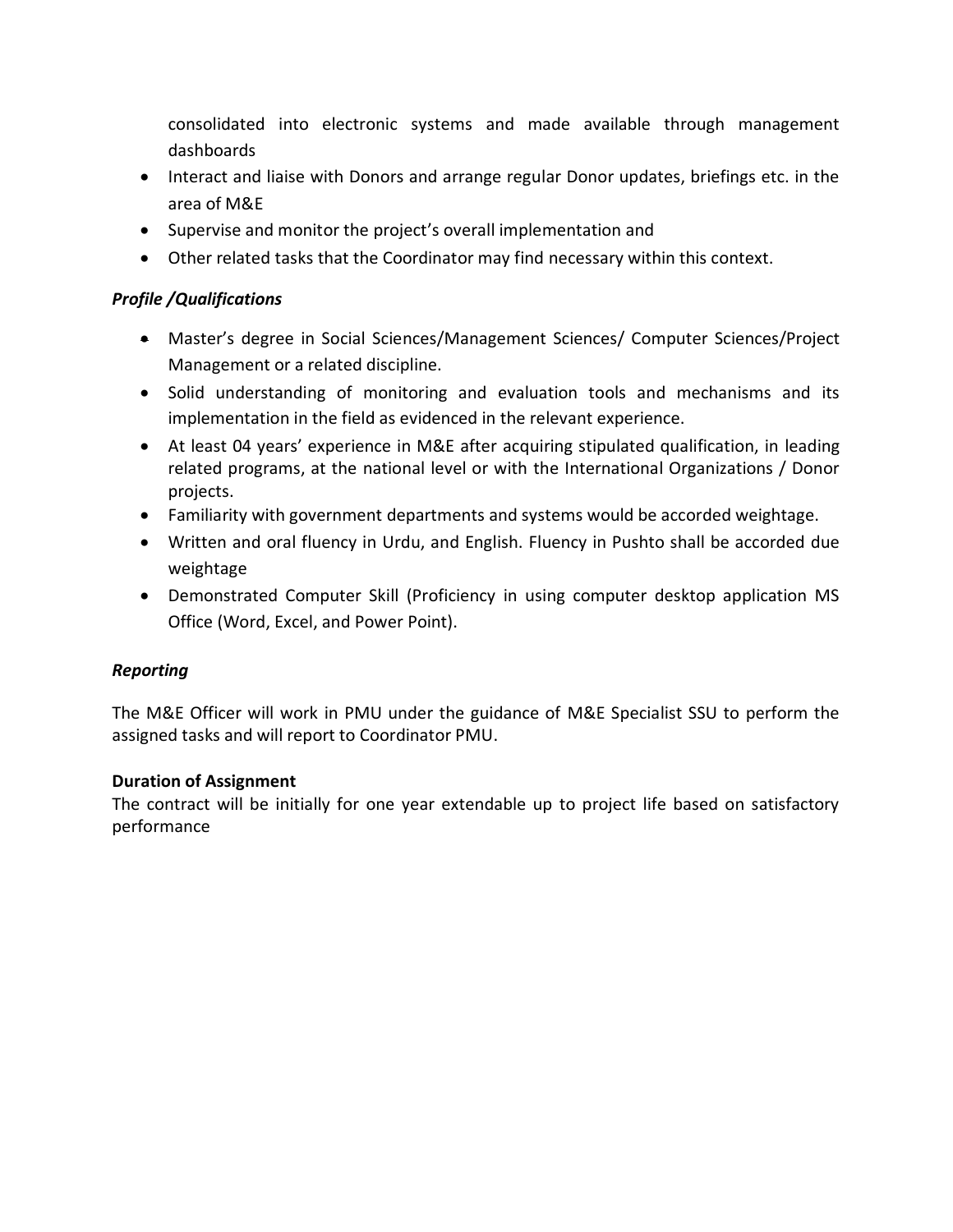consolidated into electronic systems and made available through management dashboards

- Interact and liaise with Donors and arrange regular Donor updates, briefings etc. in the area of M&E
- Supervise and monitor the project's overall implementation and
- Other related tasks that the Coordinator may find necessary within this context.

***Profile /Qualifications***

- Master's degree in Social Sciences/Management Sciences/ Computer Sciences/Project Management or a related discipline.
- Solid understanding of monitoring and evaluation tools and mechanisms and its implementation in the field as evidenced in the relevant experience.
- At least 04 years' experience in M&E after acquiring stipulated qualification, in leading related programs, at the national level or with the International Organizations / Donor projects.
- Familiarity with government departments and systems would be accorded weightage.
- Written and oral fluency in Urdu, and English. Fluency in Pushto shall be accorded due weightage
- Demonstrated Computer Skill (Proficiency in using computer desktop application MS Office (Word, Excel, and Power Point).

***Reporting***

The M&E Officer will work in PMU under the guidance of M&E Specialist SSU to perform the assigned tasks and will report to Coordinator PMU.

**Duration of Assignment**

The contract will be initially for one year extendable up to project life based on satisfactory performance